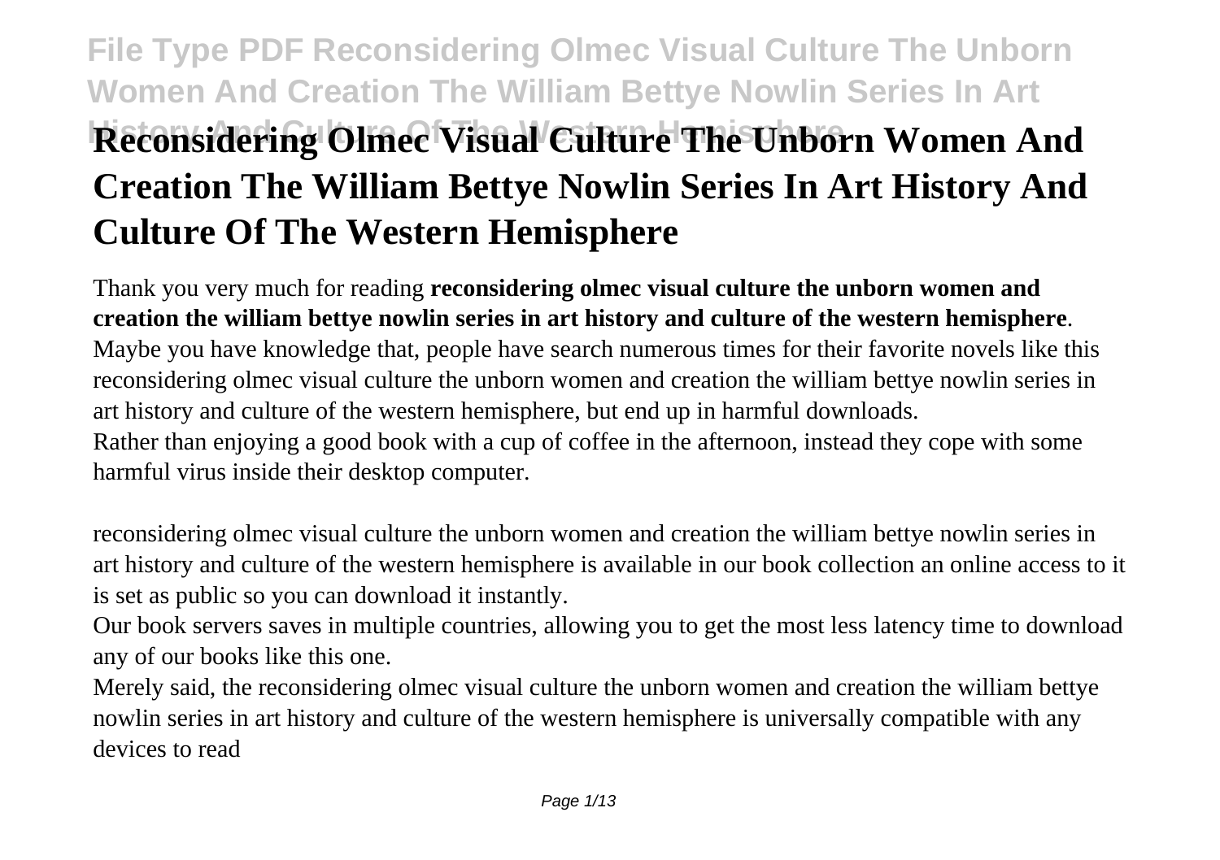# Reconsidering Olmec Visual Culture The Unborn Women And Creation The William Bettye Nowlin Series In Art History And Culture Of The Western Hemisphere

Thank you very much for reading **reconsidering olmec visual culture the unborn women and creation the william bettye nowlin series in art history and culture of the western hemisphere**. Maybe you have knowledge that, people have search numerous times for their favorite novels like this reconsidering olmec visual culture the unborn women and creation the william bettye nowlin series in art history and culture of the western hemisphere, but end up in harmful downloads.
Rather than enjoying a good book with a cup of coffee in the afternoon, instead they cope with some harmful virus inside their desktop computer.

reconsidering olmec visual culture the unborn women and creation the william bettye nowlin series in art history and culture of the western hemisphere is available in our book collection an online access to it is set as public so you can download it instantly.
Our book servers saves in multiple countries, allowing you to get the most less latency time to download any of our books like this one.
Merely said, the reconsidering olmec visual culture the unborn women and creation the william bettye nowlin series in art history and culture of the western hemisphere is universally compatible with any devices to read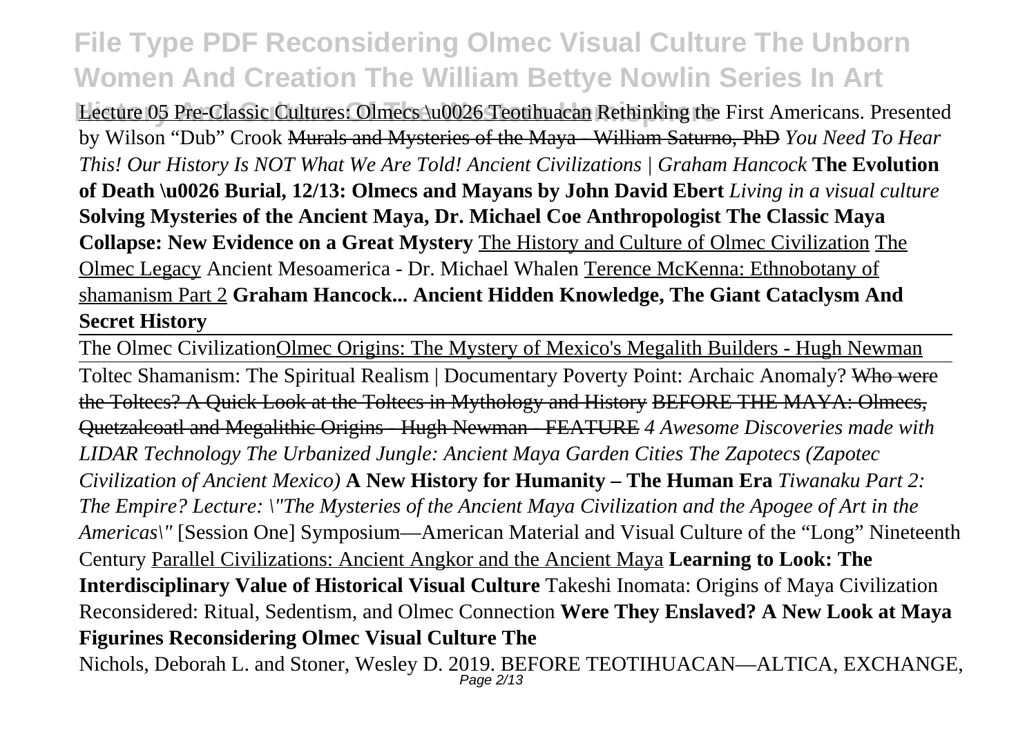Lecture 05 Pre-Classic Cultures: Olmecs \u0026 Teotihuacan Rethinking the First Americans. Presented by Wilson "Dub" Crook ~~Murals and Mysteries of the Maya - William Saturno, PhD~~ *You Need To Hear This! Our History Is NOT What We Are Told! Ancient Civilizations | Graham Hancock* **The Evolution of Death \u0026 Burial, 12/13: Olmecs and Mayans by John David Ebert** *Living in a visual culture* **Solving Mysteries of the Ancient Maya, Dr. Michael Coe Anthropologist The Classic Maya Collapse: New Evidence on a Great Mystery** The History and Culture of Olmec Civilization The Olmec Legacy Ancient Mesoamerica - Dr. Michael Whalen Terence McKenna: Ethnobotany of shamanism Part 2 **Graham Hancock... Ancient Hidden Knowledge, The Giant Cataclysm And Secret History**

The Olmec CivilizationOlmec Origins: The Mystery of Mexico's Megalith Builders - Hugh Newman

Toltec Shamanism: The Spiritual Realism | Documentary Poverty Point: Archaic Anomaly? ~~Who were the Toltecs? A Quick Look at the Toltecs in Mythology and History~~ ~~BEFORE THE MAYA: Olmecs, Quetzalcoatl and Megalithic Origins - Hugh Newman - FEATURE~~ *4 Awesome Discoveries made with LIDAR Technology The Urbanized Jungle: Ancient Maya Garden Cities The Zapotecs (Zapotec Civilization of Ancient Mexico)* **A New History for Humanity – The Human Era** *Tiwanaku Part 2: The Empire? Lecture: \"The Mysteries of the Ancient Maya Civilization and the Apogee of Art in the Americas\"* [Session One] Symposium—American Material and Visual Culture of the "Long" Nineteenth Century Parallel Civilizations: Ancient Angkor and the Ancient Maya **Learning to Look: The Interdisciplinary Value of Historical Visual Culture** Takeshi Inomata: Origins of Maya Civilization Reconsidered: Ritual, Sedentism, and Olmec Connection **Were They Enslaved? A New Look at Maya Figurines Reconsidering Olmec Visual Culture The**

Nichols, Deborah L. and Stoner, Wesley D. 2019. BEFORE TEOTIHUACAN—ALTICA, EXCHANGE,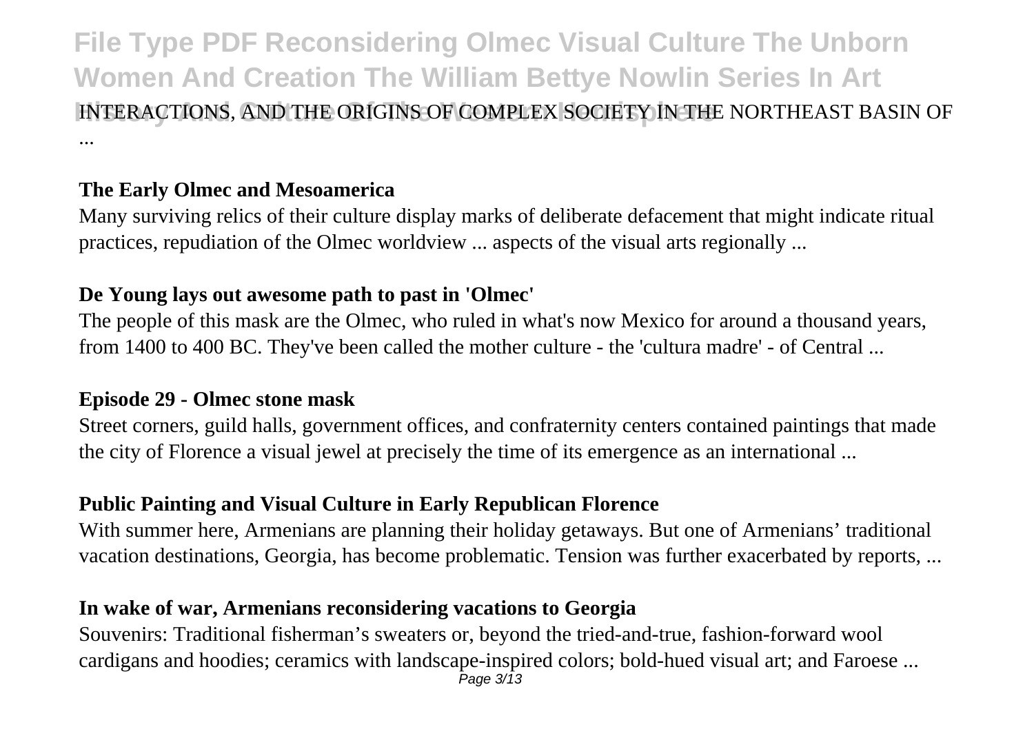INTERACTIONS, AND THE ORIGINS OF COMPLEX SOCIETY IN THE NORTHEAST BASIN OF ...

**The Early Olmec and Mesoamerica**

Many surviving relics of their culture display marks of deliberate defacement that might indicate ritual practices, repudiation of the Olmec worldview ... aspects of the visual arts regionally ...

**De Young lays out awesome path to past in 'Olmec'**

The people of this mask are the Olmec, who ruled in what's now Mexico for around a thousand years, from 1400 to 400 BC. They've been called the mother culture - the 'cultura madre' - of Central ...

**Episode 29 - Olmec stone mask**

Street corners, guild halls, government offices, and confraternity centers contained paintings that made the city of Florence a visual jewel at precisely the time of its emergence as an international ...

**Public Painting and Visual Culture in Early Republican Florence**

With summer here, Armenians are planning their holiday getaways. But one of Armenians' traditional vacation destinations, Georgia, has become problematic. Tension was further exacerbated by reports, ...

**In wake of war, Armenians reconsidering vacations to Georgia**

Souvenirs: Traditional fisherman's sweaters or, beyond the tried-and-true, fashion-forward wool cardigans and hoodies; ceramics with landscape-inspired colors; bold-hued visual art; and Faroese ...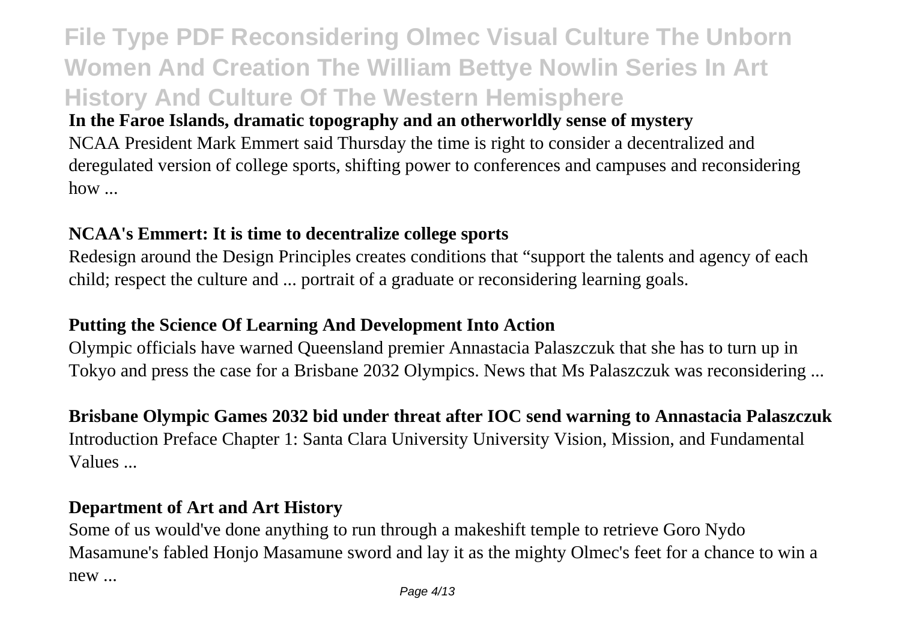**In the Faroe Islands, dramatic topography and an otherworldly sense of mystery**

NCAA President Mark Emmert said Thursday the time is right to consider a decentralized and deregulated version of college sports, shifting power to conferences and campuses and reconsidering how ...

**NCAA's Emmert: It is time to decentralize college sports**

Redesign around the Design Principles creates conditions that "support the talents and agency of each child; respect the culture and ... portrait of a graduate or reconsidering learning goals.

**Putting the Science Of Learning And Development Into Action**

Olympic officials have warned Queensland premier Annastacia Palaszczuk that she has to turn up in Tokyo and press the case for a Brisbane 2032 Olympics. News that Ms Palaszczuk was reconsidering ...

**Brisbane Olympic Games 2032 bid under threat after IOC send warning to Annastacia Palaszczuk**

Introduction Preface Chapter 1: Santa Clara University University Vision, Mission, and Fundamental Values ...

**Department of Art and Art History**

Some of us would've done anything to run through a makeshift temple to retrieve Goro Nydo Masamune's fabled Honjo Masamune sword and lay it as the mighty Olmec's feet for a chance to win a new ...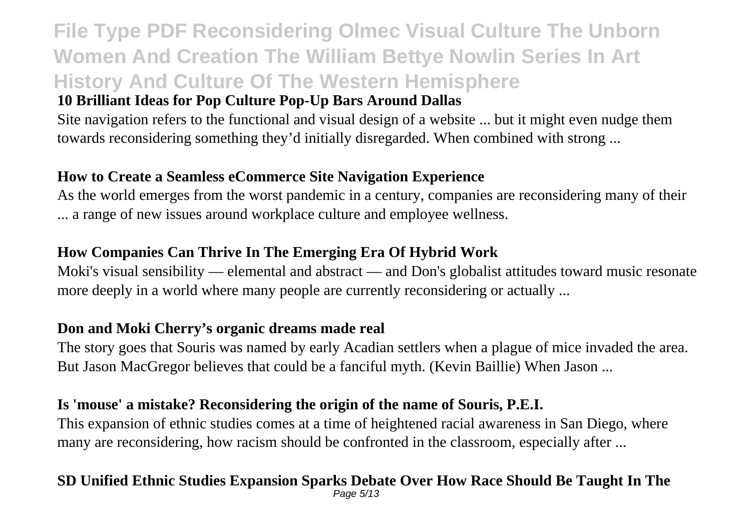**10 Brilliant Ideas for Pop Culture Pop-Up Bars Around Dallas**

Site navigation refers to the functional and visual design of a website ... but it might even nudge them towards reconsidering something they'd initially disregarded. When combined with strong ...

**How to Create a Seamless eCommerce Site Navigation Experience**

As the world emerges from the worst pandemic in a century, companies are reconsidering many of their ... a range of new issues around workplace culture and employee wellness.

**How Companies Can Thrive In The Emerging Era Of Hybrid Work**

Moki's visual sensibility — elemental and abstract — and Don's globalist attitudes toward music resonate more deeply in a world where many people are currently reconsidering or actually ...

**Don and Moki Cherry's organic dreams made real**

The story goes that Souris was named by early Acadian settlers when a plague of mice invaded the area. But Jason MacGregor believes that could be a fanciful myth. (Kevin Baillie) When Jason ...

**Is 'mouse' a mistake? Reconsidering the origin of the name of Souris, P.E.I.**

This expansion of ethnic studies comes at a time of heightened racial awareness in San Diego, where many are reconsidering, how racism should be confronted in the classroom, especially after ...

**SD Unified Ethnic Studies Expansion Sparks Debate Over How Race Should Be Taught In The**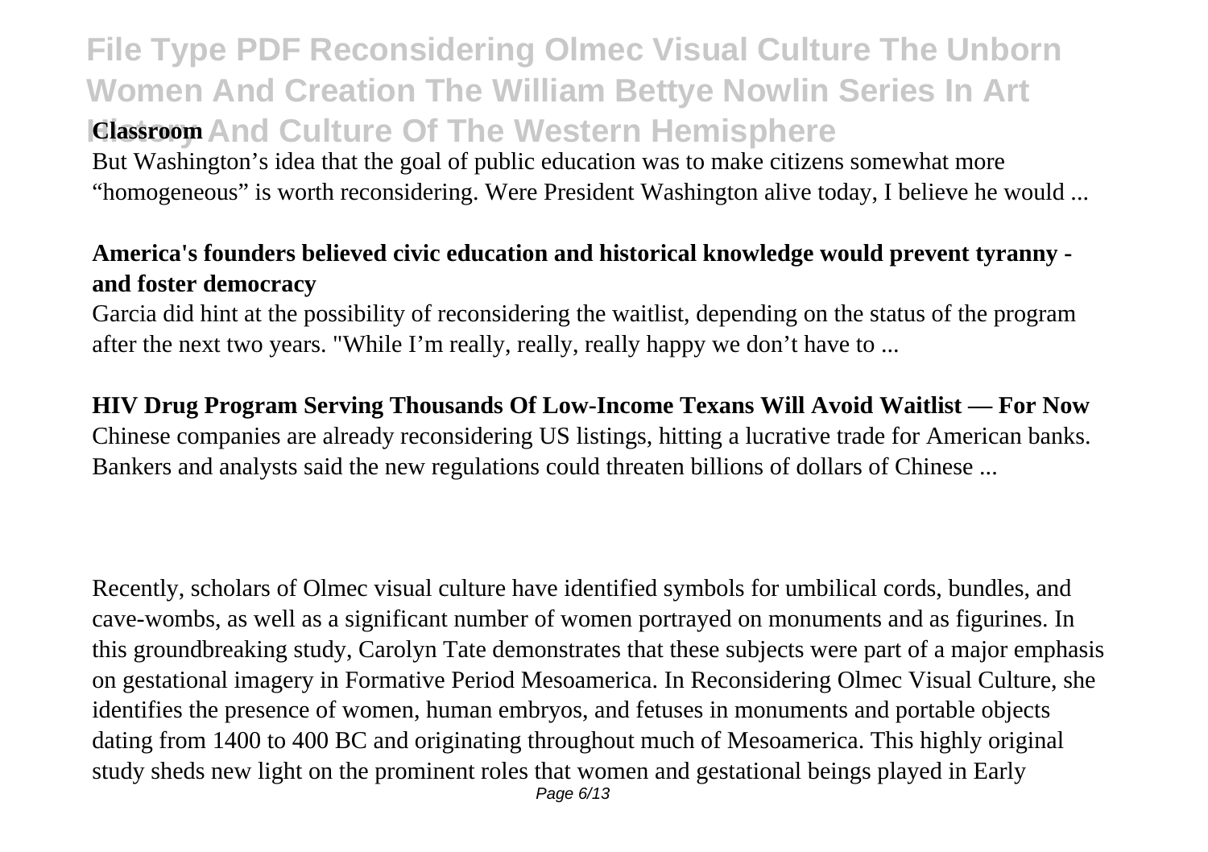But Washington's idea that the goal of public education was to make citizens somewhat more "homogeneous" is worth reconsidering. Were President Washington alive today, I believe he would ...

**America's founders believed civic education and historical knowledge would prevent tyranny - and foster democracy**

Garcia did hint at the possibility of reconsidering the waitlist, depending on the status of the program after the next two years. "While I'm really, really, really happy we don't have to ...

**HIV Drug Program Serving Thousands Of Low-Income Texans Will Avoid Waitlist — For Now**

Chinese companies are already reconsidering US listings, hitting a lucrative trade for American banks. Bankers and analysts said the new regulations could threaten billions of dollars of Chinese ...

Recently, scholars of Olmec visual culture have identified symbols for umbilical cords, bundles, and cave-wombs, as well as a significant number of women portrayed on monuments and as figurines. In this groundbreaking study, Carolyn Tate demonstrates that these subjects were part of a major emphasis on gestational imagery in Formative Period Mesoamerica. In Reconsidering Olmec Visual Culture, she identifies the presence of women, human embryos, and fetuses in monuments and portable objects dating from 1400 to 400 BC and originating throughout much of Mesoamerica. This highly original study sheds new light on the prominent roles that women and gestational beings played in Early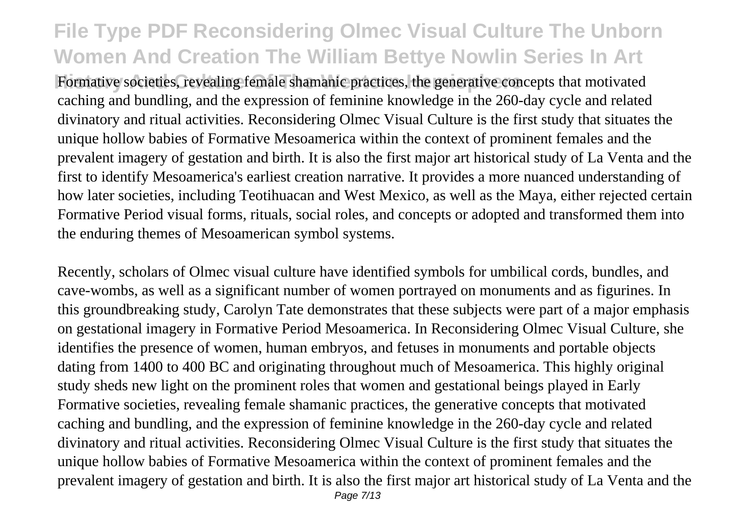Formative societies, revealing female shamanic practices, the generative concepts that motivated caching and bundling, and the expression of feminine knowledge in the 260-day cycle and related divinatory and ritual activities. Reconsidering Olmec Visual Culture is the first study that situates the unique hollow babies of Formative Mesoamerica within the context of prominent females and the prevalent imagery of gestation and birth. It is also the first major art historical study of La Venta and the first to identify Mesoamerica's earliest creation narrative. It provides a more nuanced understanding of how later societies, including Teotihuacan and West Mexico, as well as the Maya, either rejected certain Formative Period visual forms, rituals, social roles, and concepts or adopted and transformed them into the enduring themes of Mesoamerican symbol systems.

Recently, scholars of Olmec visual culture have identified symbols for umbilical cords, bundles, and cave-wombs, as well as a significant number of women portrayed on monuments and as figurines. In this groundbreaking study, Carolyn Tate demonstrates that these subjects were part of a major emphasis on gestational imagery in Formative Period Mesoamerica. In Reconsidering Olmec Visual Culture, she identifies the presence of women, human embryos, and fetuses in monuments and portable objects dating from 1400 to 400 BC and originating throughout much of Mesoamerica. This highly original study sheds new light on the prominent roles that women and gestational beings played in Early Formative societies, revealing female shamanic practices, the generative concepts that motivated caching and bundling, and the expression of feminine knowledge in the 260-day cycle and related divinatory and ritual activities. Reconsidering Olmec Visual Culture is the first study that situates the unique hollow babies of Formative Mesoamerica within the context of prominent females and the prevalent imagery of gestation and birth. It is also the first major art historical study of La Venta and the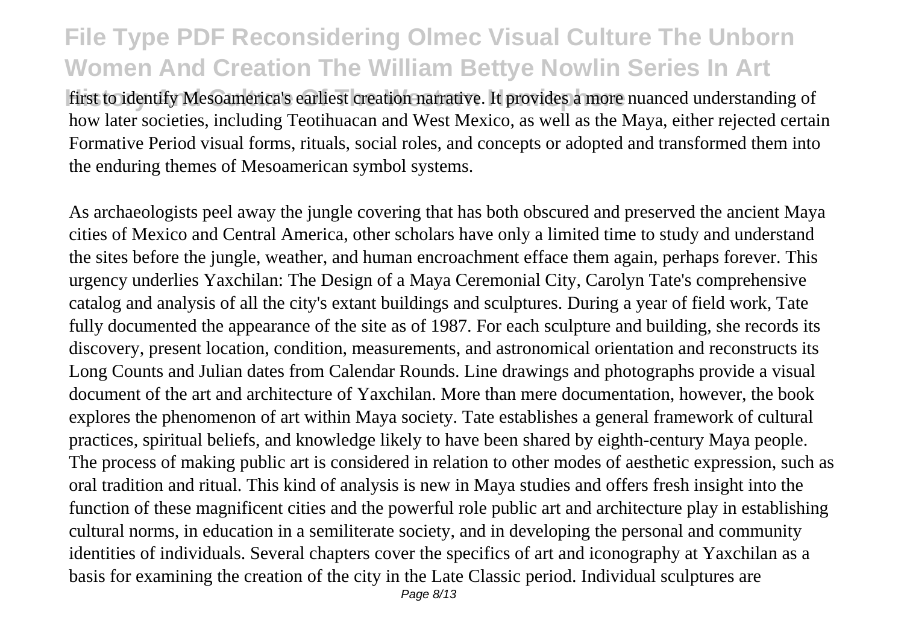first to identify Mesoamerica's earliest creation narrative. It provides a more nuanced understanding of how later societies, including Teotihuacan and West Mexico, as well as the Maya, either rejected certain Formative Period visual forms, rituals, social roles, and concepts or adopted and transformed them into the enduring themes of Mesoamerican symbol systems.

As archaeologists peel away the jungle covering that has both obscured and preserved the ancient Maya cities of Mexico and Central America, other scholars have only a limited time to study and understand the sites before the jungle, weather, and human encroachment efface them again, perhaps forever. This urgency underlies Yaxchilan: The Design of a Maya Ceremonial City, Carolyn Tate's comprehensive catalog and analysis of all the city's extant buildings and sculptures. During a year of field work, Tate fully documented the appearance of the site as of 1987. For each sculpture and building, she records its discovery, present location, condition, measurements, and astronomical orientation and reconstructs its Long Counts and Julian dates from Calendar Rounds. Line drawings and photographs provide a visual document of the art and architecture of Yaxchilan. More than mere documentation, however, the book explores the phenomenon of art within Maya society. Tate establishes a general framework of cultural practices, spiritual beliefs, and knowledge likely to have been shared by eighth-century Maya people. The process of making public art is considered in relation to other modes of aesthetic expression, such as oral tradition and ritual. This kind of analysis is new in Maya studies and offers fresh insight into the function of these magnificent cities and the powerful role public art and architecture play in establishing cultural norms, in education in a semiliterate society, and in developing the personal and community identities of individuals. Several chapters cover the specifics of art and iconography at Yaxchilan as a basis for examining the creation of the city in the Late Classic period. Individual sculptures are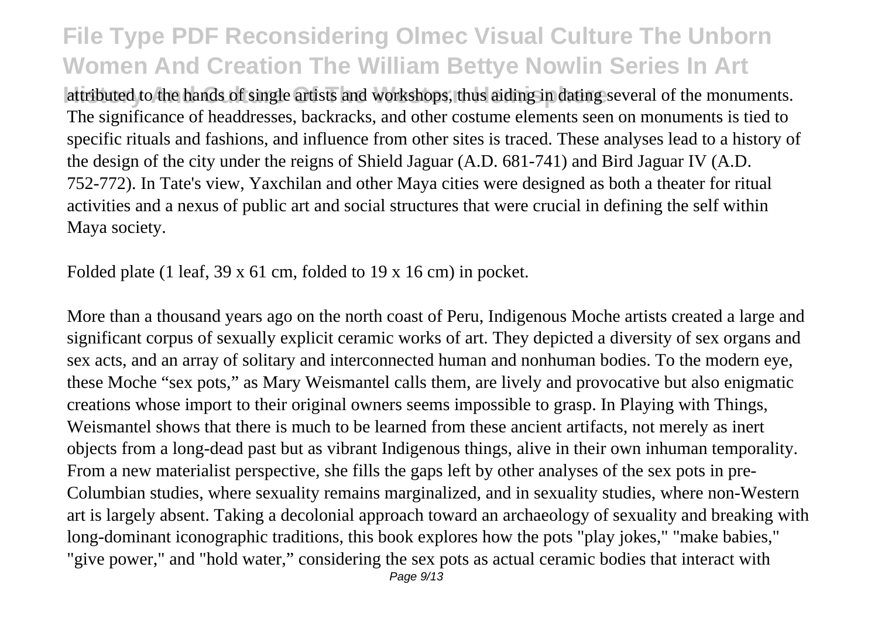attributed to the hands of single artists and workshops, thus aiding in dating several of the monuments. The significance of headdresses, backracks, and other costume elements seen on monuments is tied to specific rituals and fashions, and influence from other sites is traced. These analyses lead to a history of the design of the city under the reigns of Shield Jaguar (A.D. 681-741) and Bird Jaguar IV (A.D. 752-772). In Tate's view, Yaxchilan and other Maya cities were designed as both a theater for ritual activities and a nexus of public art and social structures that were crucial in defining the self within Maya society.

Folded plate (1 leaf, 39 x 61 cm, folded to 19 x 16 cm) in pocket.

More than a thousand years ago on the north coast of Peru, Indigenous Moche artists created a large and significant corpus of sexually explicit ceramic works of art. They depicted a diversity of sex organs and sex acts, and an array of solitary and interconnected human and nonhuman bodies. To the modern eye, these Moche "sex pots," as Mary Weismantel calls them, are lively and provocative but also enigmatic creations whose import to their original owners seems impossible to grasp. In Playing with Things, Weismantel shows that there is much to be learned from these ancient artifacts, not merely as inert objects from a long-dead past but as vibrant Indigenous things, alive in their own inhuman temporality. From a new materialist perspective, she fills the gaps left by other analyses of the sex pots in pre-Columbian studies, where sexuality remains marginalized, and in sexuality studies, where non-Western art is largely absent. Taking a decolonial approach toward an archaeology of sexuality and breaking with long-dominant iconographic traditions, this book explores how the pots "play jokes," "make babies," "give power," and "hold water," considering the sex pots as actual ceramic bodies that interact with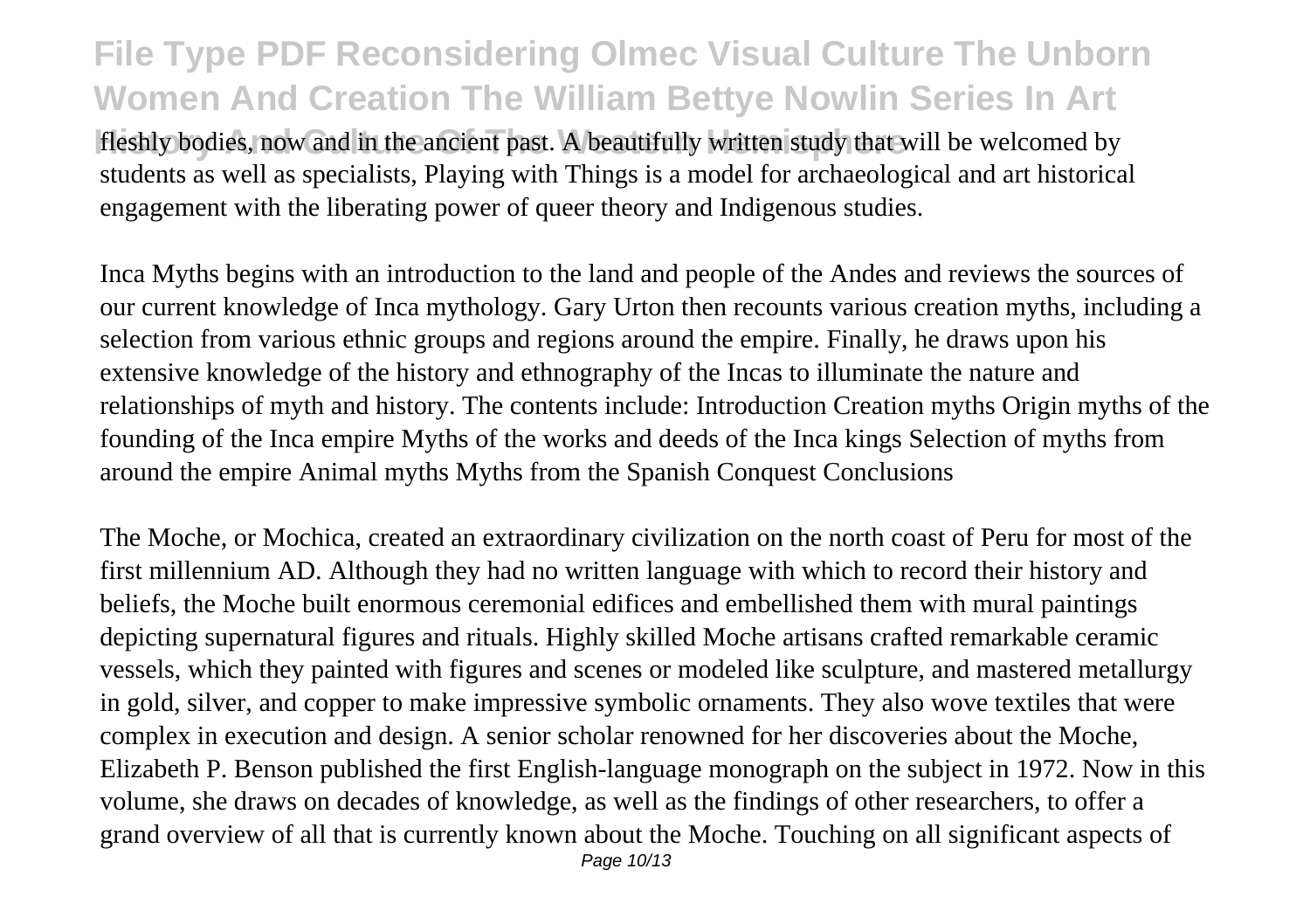fleshly bodies, now and in the ancient past. A beautifully written study that will be welcomed by students as well as specialists, Playing with Things is a model for archaeological and art historical engagement with the liberating power of queer theory and Indigenous studies.

Inca Myths begins with an introduction to the land and people of the Andes and reviews the sources of our current knowledge of Inca mythology. Gary Urton then recounts various creation myths, including a selection from various ethnic groups and regions around the empire. Finally, he draws upon his extensive knowledge of the history and ethnography of the Incas to illuminate the nature and relationships of myth and history. The contents include: Introduction Creation myths Origin myths of the founding of the Inca empire Myths of the works and deeds of the Inca kings Selection of myths from around the empire Animal myths Myths from the Spanish Conquest Conclusions

The Moche, or Mochica, created an extraordinary civilization on the north coast of Peru for most of the first millennium AD. Although they had no written language with which to record their history and beliefs, the Moche built enormous ceremonial edifices and embellished them with mural paintings depicting supernatural figures and rituals. Highly skilled Moche artisans crafted remarkable ceramic vessels, which they painted with figures and scenes or modeled like sculpture, and mastered metallurgy in gold, silver, and copper to make impressive symbolic ornaments. They also wove textiles that were complex in execution and design. A senior scholar renowned for her discoveries about the Moche, Elizabeth P. Benson published the first English-language monograph on the subject in 1972. Now in this volume, she draws on decades of knowledge, as well as the findings of other researchers, to offer a grand overview of all that is currently known about the Moche. Touching on all significant aspects of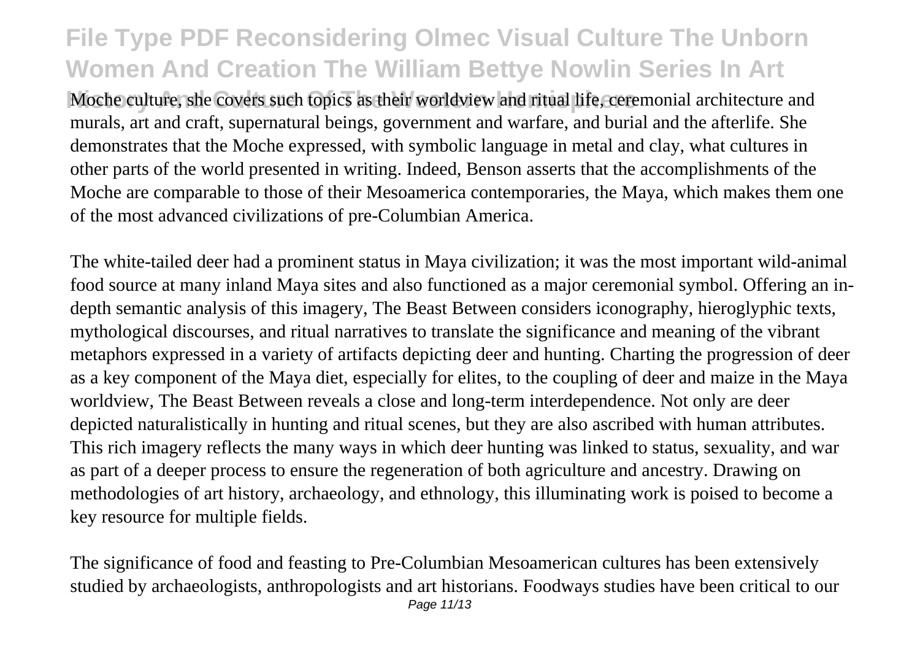Moche culture, she covers such topics as their worldview and ritual life, ceremonial architecture and murals, art and craft, supernatural beings, government and warfare, and burial and the afterlife. She demonstrates that the Moche expressed, with symbolic language in metal and clay, what cultures in other parts of the world presented in writing. Indeed, Benson asserts that the accomplishments of the Moche are comparable to those of their Mesoamerica contemporaries, the Maya, which makes them one of the most advanced civilizations of pre-Columbian America.

The white-tailed deer had a prominent status in Maya civilization; it was the most important wild-animal food source at many inland Maya sites and also functioned as a major ceremonial symbol. Offering an in-depth semantic analysis of this imagery, The Beast Between considers iconography, hieroglyphic texts, mythological discourses, and ritual narratives to translate the significance and meaning of the vibrant metaphors expressed in a variety of artifacts depicting deer and hunting. Charting the progression of deer as a key component of the Maya diet, especially for elites, to the coupling of deer and maize in the Maya worldview, The Beast Between reveals a close and long-term interdependence. Not only are deer depicted naturalistically in hunting and ritual scenes, but they are also ascribed with human attributes. This rich imagery reflects the many ways in which deer hunting was linked to status, sexuality, and war as part of a deeper process to ensure the regeneration of both agriculture and ancestry. Drawing on methodologies of art history, archaeology, and ethnology, this illuminating work is poised to become a key resource for multiple fields.

The significance of food and feasting to Pre-Columbian Mesoamerican cultures has been extensively studied by archaeologists, anthropologists and art historians. Foodways studies have been critical to our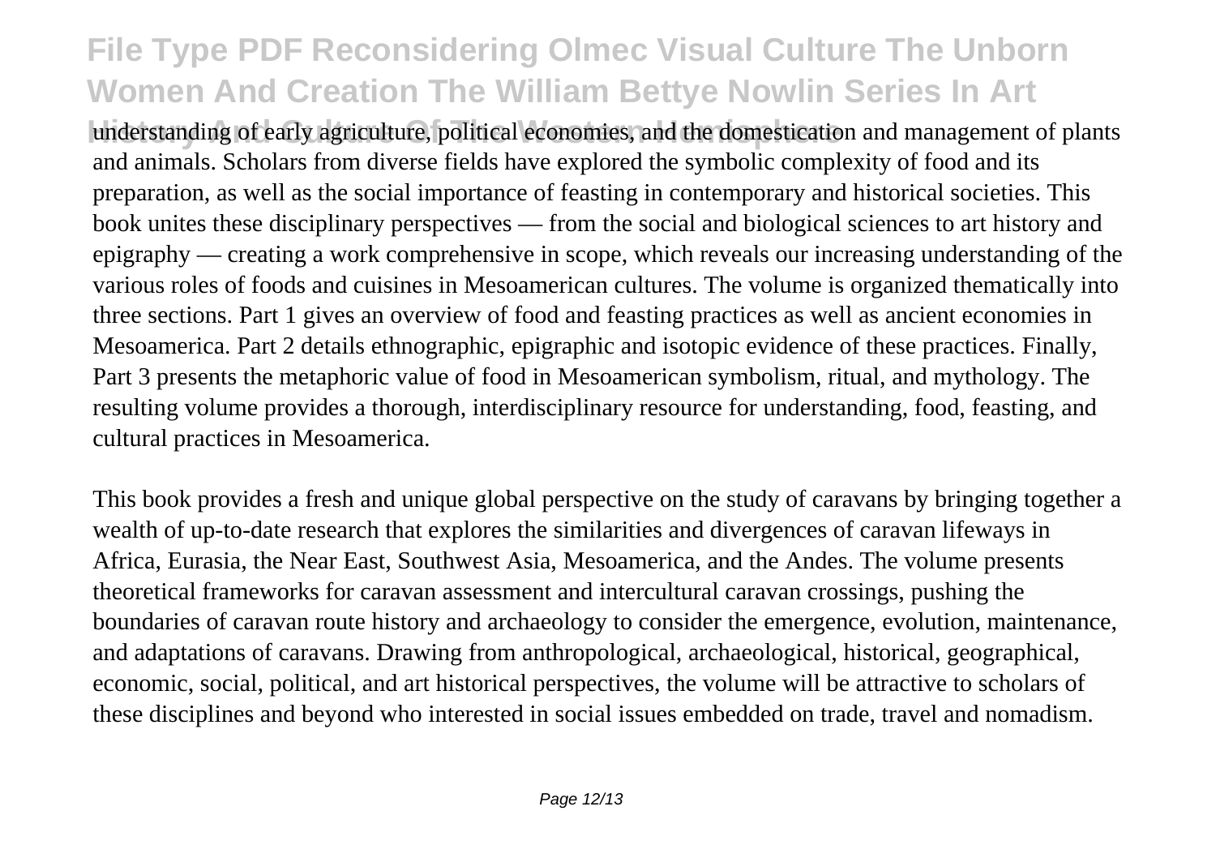understanding of early agriculture, political economies, and the domestication and management of plants and animals. Scholars from diverse fields have explored the symbolic complexity of food and its preparation, as well as the social importance of feasting in contemporary and historical societies. This book unites these disciplinary perspectives — from the social and biological sciences to art history and epigraphy — creating a work comprehensive in scope, which reveals our increasing understanding of the various roles of foods and cuisines in Mesoamerican cultures. The volume is organized thematically into three sections. Part 1 gives an overview of food and feasting practices as well as ancient economies in Mesoamerica. Part 2 details ethnographic, epigraphic and isotopic evidence of these practices. Finally, Part 3 presents the metaphoric value of food in Mesoamerican symbolism, ritual, and mythology. The resulting volume provides a thorough, interdisciplinary resource for understanding, food, feasting, and cultural practices in Mesoamerica.

This book provides a fresh and unique global perspective on the study of caravans by bringing together a wealth of up-to-date research that explores the similarities and divergences of caravan lifeways in Africa, Eurasia, the Near East, Southwest Asia, Mesoamerica, and the Andes. The volume presents theoretical frameworks for caravan assessment and intercultural caravan crossings, pushing the boundaries of caravan route history and archaeology to consider the emergence, evolution, maintenance, and adaptations of caravans. Drawing from anthropological, archaeological, historical, geographical, economic, social, political, and art historical perspectives, the volume will be attractive to scholars of these disciplines and beyond who interested in social issues embedded on trade, travel and nomadism.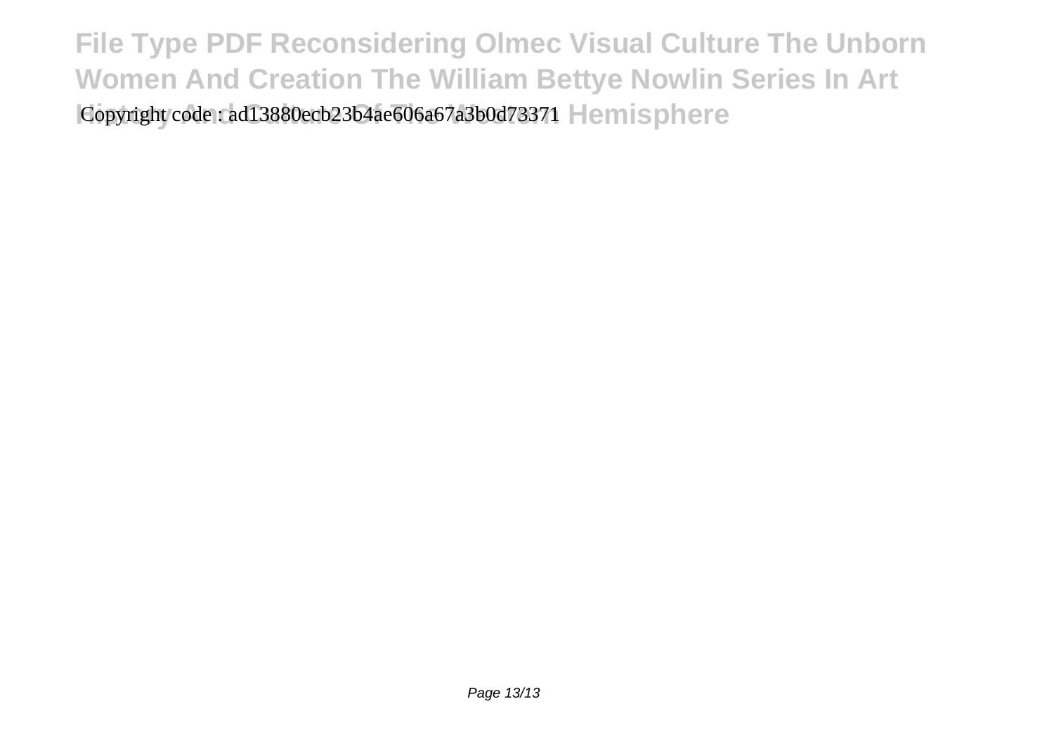Copyright code : ad13880ecb23b4ae606a67a3b0d73371